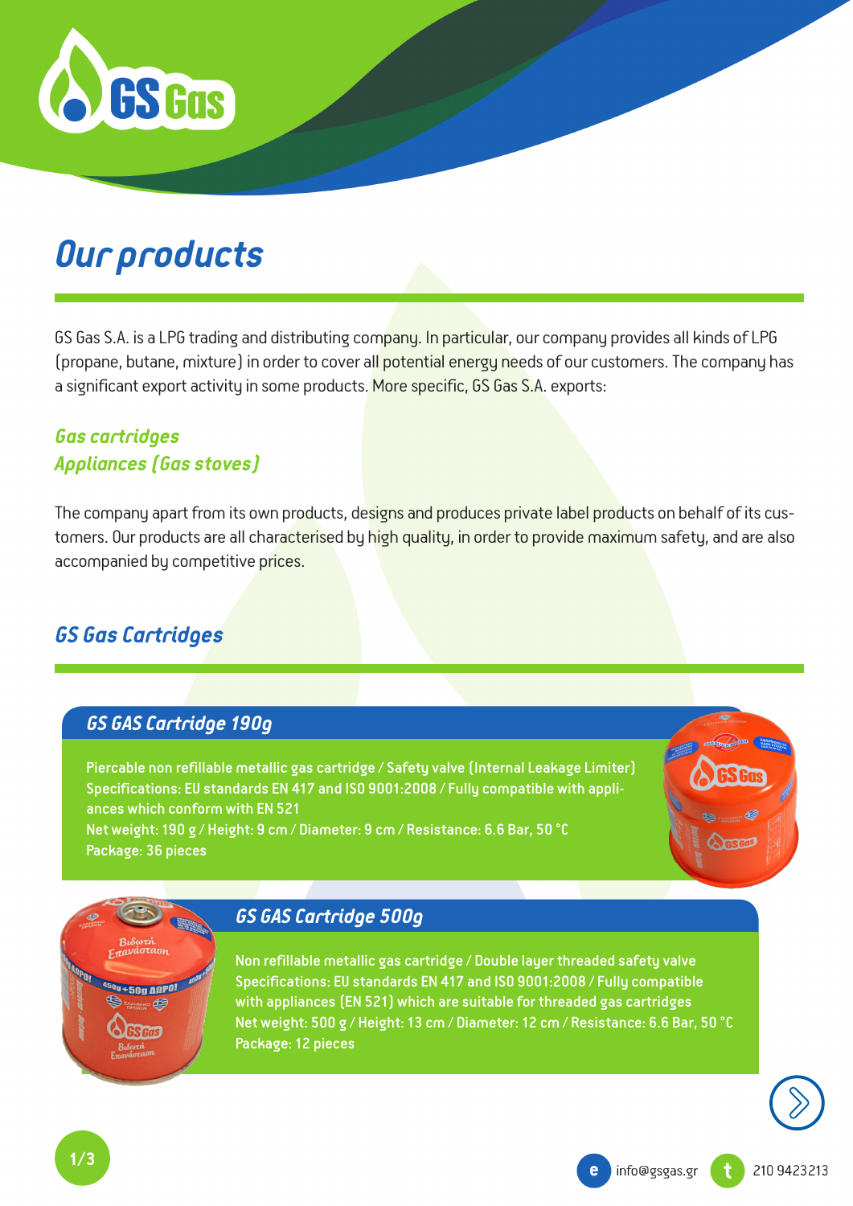# Our products

GS Gas S.A. is a LPG trading and distributing company. In particular, our company provides all kinds of LPG (propane, butane, mixture) in order to cover all potential energy needs of our customers. The company has a significant export activity in some products. More specific, GS Gas S.A. exports:

*Gas cartridges*
*Appliances (Gas stoves)*

The company apart from its own products, designs and produces private label products on behalf of its customers. Our products are all characterised by high quality, in order to provide maximum safety, and are also accompanied by competitive prices.

## GS Gas Cartridges

### GS GAS Cartridge 190g

Piercable non refillable metallic gas cartridge / Safety valve (Internal Leakage Limiter)
Specifications: EU standards EN 417 and ISO 9001:2008 / Fully compatible with appliances which conform with EN 521
Net weight: 190 g / Height: 9 cm / Diameter: 9 cm / Resistance: 6.6 Bar, 50 °C
Package: 36 pieces

### GS GAS Cartridge 500g

Non refillable metallic gas cartridge / Double layer threaded safety valve
Specifications: EU standards EN 417 and ISO 9001:2008 / Fully compatible with appliances (EN 521) which are suitable for threaded gas cartridges
Net weight: 500 g / Height: 13 cm / Diameter: 12 cm / Resistance: 6.6 Bar, 50 °C
Package: 12 pieces

e info@gsgas.gr t 210 9423213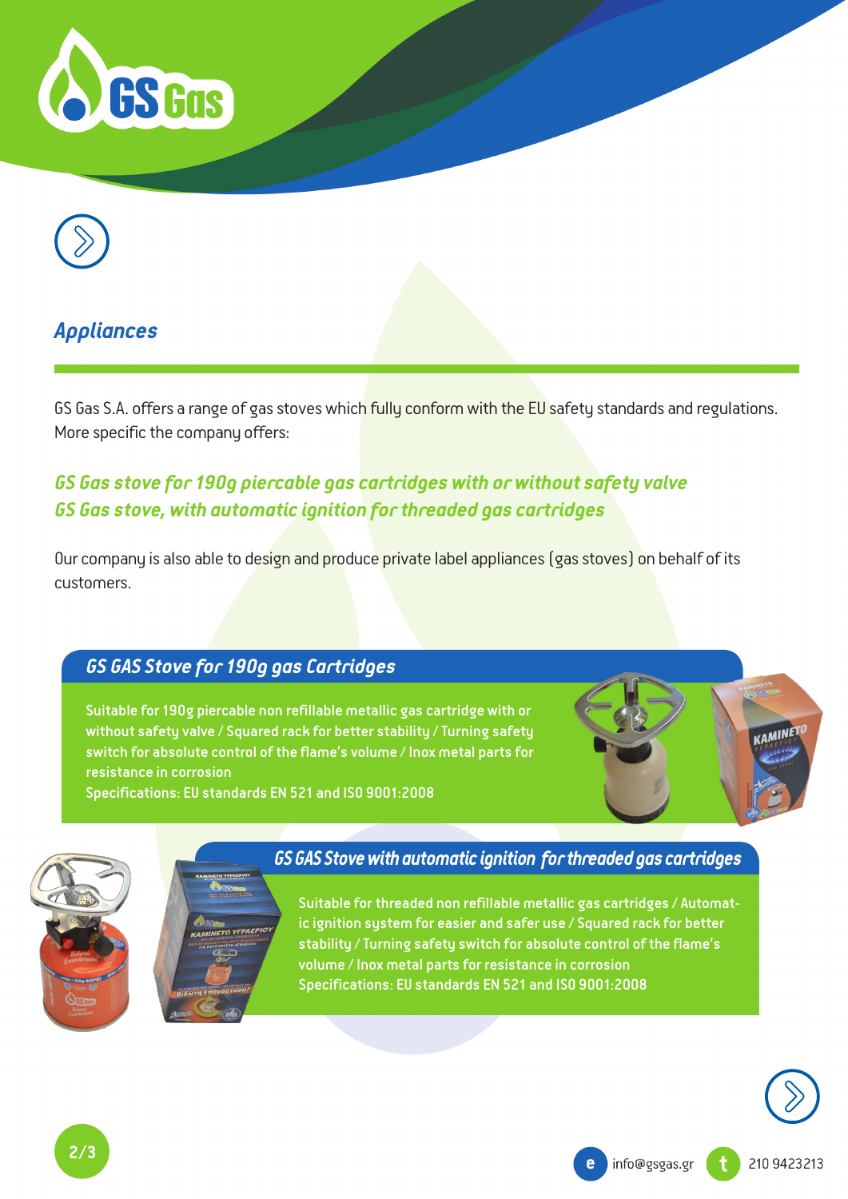## Appliances

GS Gas S.A. offers a range of gas stoves which fully conform with the EU safety standards and regulations. More specific the company offers:

***GS Gas stove for 190g piercable gas cartridges with or without safety valve***
***GS Gas stove, with automatic ignition for threaded gas cartridges***

Our company is also able to design and produce private label appliances (gas stoves) on behalf of its customers.

### GS GAS Stove for 190g gas Cartridges

Suitable for 190g piercable non refillable metallic gas cartridge with or without safety valve / Squared rack for better stability / Turning safety switch for absolute control of the flame's volume / Inox metal parts for resistance in corrosion
Specifications: EU standards EN 521 and ISO 9001:2008

### GS GAS Stove with automatic ignition for threaded gas cartridges

Suitable for threaded non refillable metallic gas cartridges / Automatic ignition system for easier and safer use / Squared rack for better stability / Turning safety switch for absolute control of the flame's volume / Inox metal parts for resistance in corrosion
Specifications: EU standards EN 521 and ISO 9001:2008

e info@gsgas.gr  t 210 9423213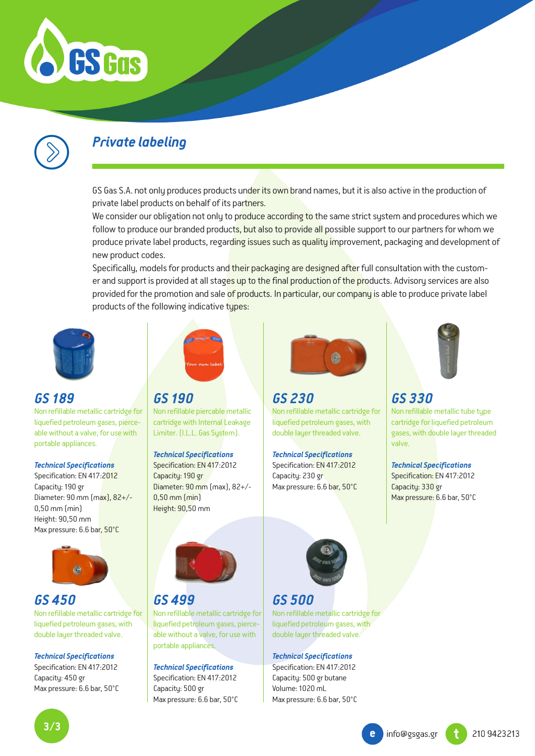# Private labeling

GS Gas S.A. not only produces products under its own brand names, but it is also active in the production of private label products on behalf of its partners.

We consider our obligation not only to produce according to the same strict system and procedures which we follow to produce our branded products, but also to provide all possible support to our partners for whom we produce private label products, regarding issues such as quality improvement, packaging and development of new product codes.

Specifically, models for products and their packaging are designed after full consultation with the customer and support is provided at all stages up to the final production of the products. Advisory services are also provided for the promotion and sale of products. In particular, our company is able to produce private label products of the following indicative types:

## GS 189

Non refillable metallic cartridge for liquefied petroleum gases, pierceable without a valve, for use with portable appliances.

***Technical Specifications***

Specification: EN 417:2012
Capacity: 190 gr
Diameter: 90 mm (max), 82+/- 0,50 mm (min)
Height: 90,50 mm
Max pressure: 6.6 bar, 50°C

## GS 190

Non refillable piercable metallic cartridge with Internal Leakage Limiter. (I.L.L. Gas System).

***Technical Specifications***

Specification: EN 417:2012
Capacity: 190 gr
Diameter: 90 mm (max), 82+/- 0,50 mm (min)
Height: 90,50 mm

## GS 230

Non refillable metallic cartridge for liquefied petroleum gases, with double layer threaded valve.

***Technical Specifications***

Specification: EN 417:2012
Capacity: 230 gr
Max pressure: 6.6 bar, 50°C

## GS 330

Non refillable metallic tube type cartridge for liquefied petroleum gases, with double layer threaded valve.

***Technical Specifications***

Specification: EN 417:2012
Capacity: 330 gr
Max pressure: 6.6 bar, 50°C

## GS 450

Non refillable metallic cartridge for liquefied petroleum gases, with double layer threaded valve.

***Technical Specifications***

Specification: EN 417:2012
Capacity: 450 gr
Max pressure: 6.6 bar, 50°C

## GS 499

Non refillable metallic cartridge for liquefied petroleum gases, pierceable without a valve, for use with portable appliances.

***Technical Specifications***

Specification: EN 417:2012
Capacity: 500 gr
Max pressure: 6.6 bar, 50°C

## GS 500

Non refillable metallic cartridge for liquefied petroleum gases, with double layer threaded valve.

***Technical Specifications***

Specification: EN 417:2012
Capacity: 500 gr butane
Volume: 1020 mL
Max pressure: 6.6 bar, 50°C

e info@gsgas.gr t 210 9423213